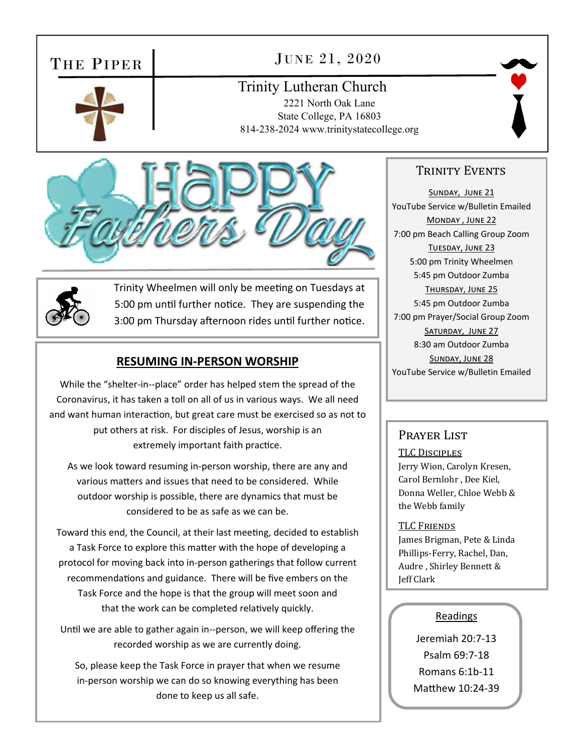# THE PIPER

## JUNE 21, 2020

**Trinity Lutheran Church**
2221 North Oak Lane
State College, PA 16803
814-238-2024 www.trinitystatecollege.org

Happy Fathers Day

Trinity Wheelmen will only be meeting on Tuesdays at 5:00 pm until further notice. They are suspending the 3:00 pm Thursday afternoon rides until further notice.

## RESUMING IN-PERSON WORSHIP

While the "shelter-in--place" order has helped stem the spread of the Coronavirus, it has taken a toll on all of us in various ways. We all need and want human interaction, but great care must be exercised so as not to put others at risk. For disciples of Jesus, worship is an extremely important faith practice.

As we look toward resuming in-person worship, there are any and various matters and issues that need to be considered. While outdoor worship is possible, there are dynamics that must be considered to be as safe as we can be.

Toward this end, the Council, at their last meeting, decided to establish a Task Force to explore this matter with the hope of developing a protocol for moving back into in-person gatherings that follow current recommendations and guidance. There will be five embers on the Task Force and the hope is that the group will meet soon and that the work can be completed relatively quickly.

Until we are able to gather again in--person, we will keep offering the recorded worship as we are currently doing.

So, please keep the Task Force in prayer that when we resume in-person worship we can do so knowing everything has been done to keep us all safe.

## TRINITY EVENTS

**SUNDAY, JUNE 21**
YouTube Service w/Bulletin Emailed

**MONDAY , JUNE 22**
7:00 pm Beach Calling Group Zoom

**TUESDAY, JUNE 23**
5:00 pm Trinity Wheelmen
5:45 pm Outdoor Zumba

**THURSDAY, JUNE 25**
5:45 pm Outdoor Zumba
7:00 pm Prayer/Social Group Zoom

**SATURDAY, JUNE 27**
8:30 am Outdoor Zumba

**SUNDAY, JUNE 28**
YouTube Service w/Bulletin Emailed

## PRAYER LIST

**TLC DISCIPLES**
Jerry Wion, Carolyn Kresen, Carol Bernlohr , Dee Kiel, Donna Weller, Chloe Webb & the Webb family

**TLC FRIENDS**
James Brigman, Pete & Linda Phillips-Ferry, Rachel, Dan, Audre , Shirley Bennett & Jeff Clark

## Readings

Jeremiah 20:7-13
Psalm 69:7-18
Romans 6:1b-11
Matthew 10:24-39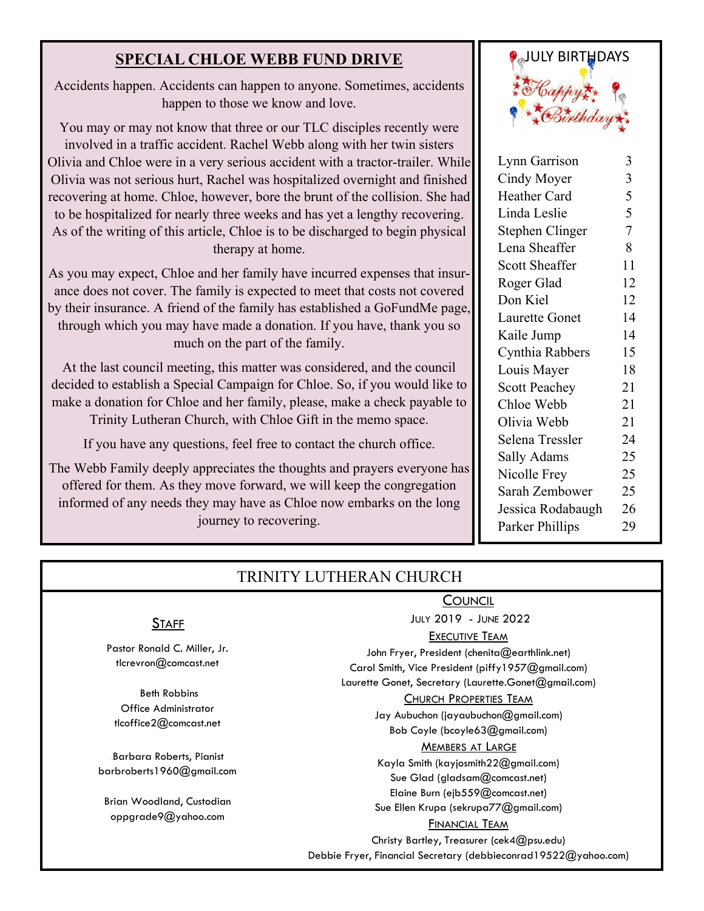## SPECIAL CHLOE WEBB FUND DRIVE

Accidents happen. Accidents can happen to anyone. Sometimes, accidents happen to those we know and love.

You may or may not know that three or our TLC disciples recently were involved in a traffic accident. Rachel Webb along with her twin sisters Olivia and Chloe were in a very serious accident with a tractor-trailer. While Olivia was not serious hurt, Rachel was hospitalized overnight and finished recovering at home. Chloe, however, bore the brunt of the collision. She had to be hospitalized for nearly three weeks and has yet a lengthy recovering. As of the writing of this article, Chloe is to be discharged to begin physical therapy at home.

As you may expect, Chloe and her family have incurred expenses that insurance does not cover. The family is expected to meet that costs not covered by their insurance. A friend of the family has established a GoFundMe page, through which you may have made a donation. If you have, thank you so much on the part of the family.

At the last council meeting, this matter was considered, and the council decided to establish a Special Campaign for Chloe. So, if you would like to make a donation for Chloe and her family, please, make a check payable to Trinity Lutheran Church, with Chloe Gift in the memo space.

If you have any questions, feel free to contact the church office.

The Webb Family deeply appreciates the thoughts and prayers everyone has offered for them. As they move forward, we will keep the congregation informed of any needs they may have as Chloe now embarks on the long journey to recovering.

## JULY BIRTHDAYS

Happy Birthday

| Name | Day |
|---|---|
| Lynn Garrison | 3 |
| Cindy Moyer | 3 |
| Heather Card | 5 |
| Linda Leslie | 5 |
| Stephen Clinger | 7 |
| Lena Sheaffer | 8 |
| Scott Sheaffer | 11 |
| Roger Glad | 12 |
| Don Kiel | 12 |
| Laurette Gonet | 14 |
| Kaile Jump | 14 |
| Cynthia Rabbers | 15 |
| Louis Mayer | 18 |
| Scott Peachey | 21 |
| Chloe Webb | 21 |
| Olivia Webb | 21 |
| Selena Tressler | 24 |
| Sally Adams | 25 |
| Nicolle Frey | 25 |
| Sarah Zembower | 25 |
| Jessica Rodabaugh | 26 |
| Parker Phillips | 29 |

## TRINITY LUTHERAN CHURCH

### Staff

Pastor Ronald C. Miller, Jr.
tlcrevron@comcast.net

Beth Robbins
Office Administrator
tlcoffice2@comcast.net

Barbara Roberts, Pianist
barbroberts1960@gmail.com

Brian Woodland, Custodian
oppgrade9@yahoo.com

### Council

July 2019 - June 2022

**Executive Team**

John Fryer, President (chenita@earthlink.net)
Carol Smith, Vice President (piffy1957@gmail.com)
Laurette Gonet, Secretary (Laurette.Gonet@gmail.com)

**Church Properties Team**

Jay Aubuchon (jayaubuchon@gmail.com)
Bob Coyle (bcoyle63@gmail.com)

**Members at Large**

Kayla Smith (kayjosmith22@gmail.com)
Sue Glad (gladsam@comcast.net)
Elaine Burn (ejb559@comcast.net)
Sue Ellen Krupa (sekrupa77@gmail.com)

**Financial Team**

Christy Bartley, Treasurer (cek4@psu.edu)
Debbie Fryer, Financial Secretary (debbieconrad19522@yahoo.com)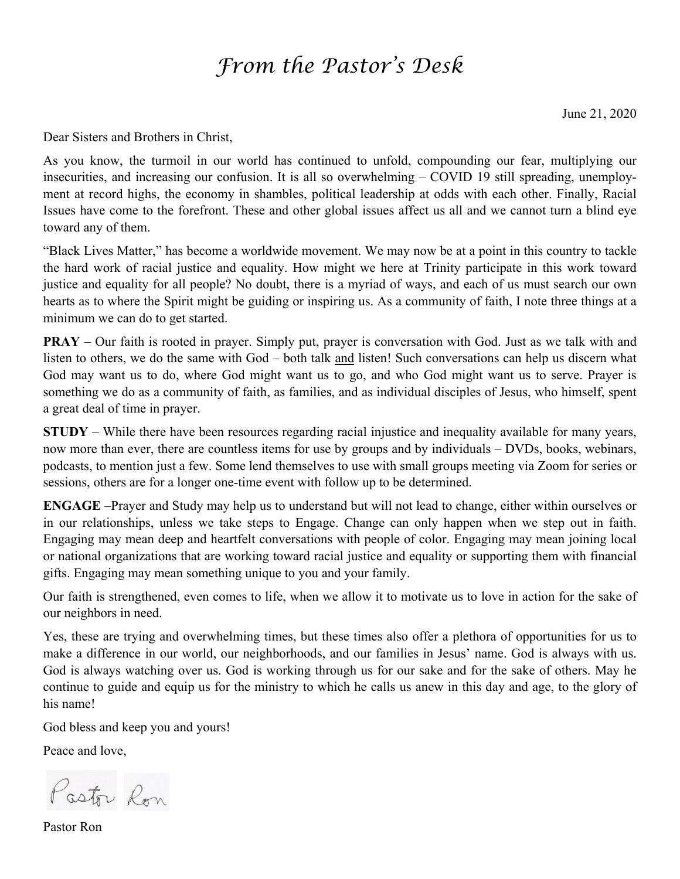# *From the Pastor's Desk*

June 21, 2020

Dear Sisters and Brothers in Christ,

As you know, the turmoil in our world has continued to unfold, compounding our fear, multiplying our insecurities, and increasing our confusion. It is all so overwhelming – COVID 19 still spreading, unemployment at record highs, the economy in shambles, political leadership at odds with each other. Finally, Racial Issues have come to the forefront. These and other global issues affect us all and we cannot turn a blind eye toward any of them.

"Black Lives Matter," has become a worldwide movement. We may now be at a point in this country to tackle the hard work of racial justice and equality. How might we here at Trinity participate in this work toward justice and equality for all people? No doubt, there is a myriad of ways, and each of us must search our own hearts as to where the Spirit might be guiding or inspiring us. As a community of faith, I note three things at a minimum we can do to get started.

**PRAY** – Our faith is rooted in prayer. Simply put, prayer is conversation with God. Just as we talk with and listen to others, we do the same with God – both talk <u>and</u> listen! Such conversations can help us discern what God may want us to do, where God might want us to go, and who God might want us to serve. Prayer is something we do as a community of faith, as families, and as individual disciples of Jesus, who himself, spent a great deal of time in prayer.

**STUDY** – While there have been resources regarding racial injustice and inequality available for many years, now more than ever, there are countless items for use by groups and by individuals – DVDs, books, webinars, podcasts, to mention just a few. Some lend themselves to use with small groups meeting via Zoom for series or sessions, others are for a longer one-time event with follow up to be determined.

**ENGAGE** –Prayer and Study may help us to understand but will not lead to change, either within ourselves or in our relationships, unless we take steps to Engage. Change can only happen when we step out in faith. Engaging may mean deep and heartfelt conversations with people of color. Engaging may mean joining local or national organizations that are working toward racial justice and equality or supporting them with financial gifts. Engaging may mean something unique to you and your family.

Our faith is strengthened, even comes to life, when we allow it to motivate us to love in action for the sake of our neighbors in need.

Yes, these are trying and overwhelming times, but these times also offer a plethora of opportunities for us to make a difference in our world, our neighborhoods, and our families in Jesus' name. God is always with us. God is always watching over us. God is working through us for our sake and for the sake of others. May he continue to guide and equip us for the ministry to which he calls us anew in this day and age, to the glory of his name!

God bless and keep you and yours!

Peace and love,

Pastor Ron

Pastor Ron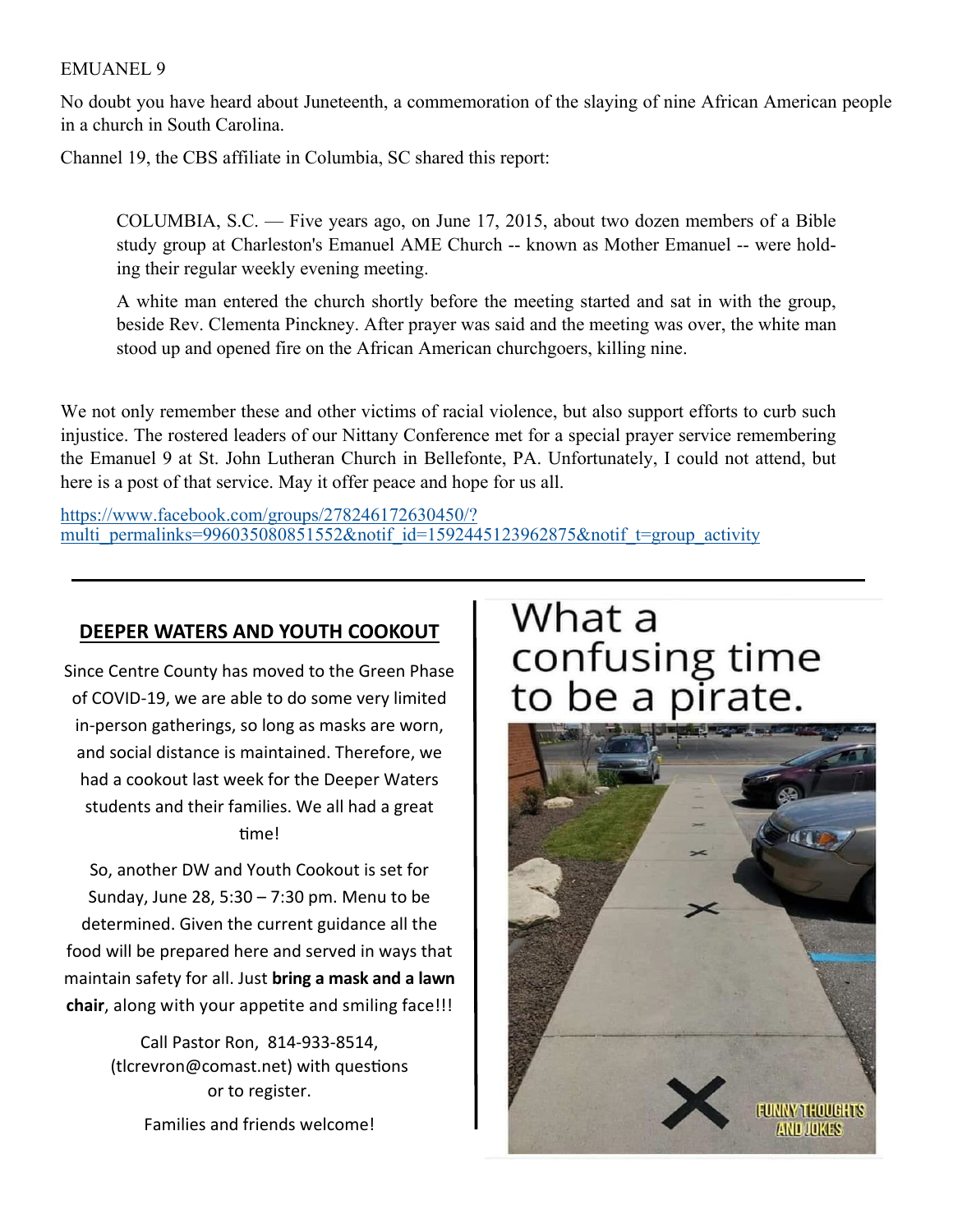EMUANEL 9

No doubt you have heard about Juneteenth, a commemoration of the slaying of nine African American people in a church in South Carolina.

Channel 19, the CBS affiliate in Columbia, SC shared this report:

> COLUMBIA, S.C. — Five years ago, on June 17, 2015, about two dozen members of a Bible study group at Charleston's Emanuel AME Church -- known as Mother Emanuel -- were holding their regular weekly evening meeting.
>
> A white man entered the church shortly before the meeting started and sat in with the group, beside Rev. Clementa Pinckney. After prayer was said and the meeting was over, the white man stood up and opened fire on the African American churchgoers, killing nine.

We not only remember these and other victims of racial violence, but also support efforts to curb such injustice. The rostered leaders of our Nittany Conference met for a special prayer service remembering the Emanuel 9 at St. John Lutheran Church in Bellefonte, PA. Unfortunately, I could not attend, but here is a post of that service. May it offer peace and hope for us all.

https://www.facebook.com/groups/278246172630450/?multi_permalinks=996035080851552&notif_id=1592445123962875&notif_t=group_activity

---

## DEEPER WATERS AND YOUTH COOKOUT

Since Centre County has moved to the Green Phase of COVID-19, we are able to do some very limited in-person gatherings, so long as masks are worn, and social distance is maintained. Therefore, we had a cookout last week for the Deeper Waters students and their families. We all had a great time!

So, another DW and Youth Cookout is set for Sunday, June 28, 5:30 – 7:30 pm. Menu to be determined. Given the current guidance all the food will be prepared here and served in ways that maintain safety for all. Just **bring a mask and a lawn chair**, along with your appetite and smiling face!!!

Call Pastor Ron, 814-933-8514, (tlcrevron@comast.net) with questions or to register.

Families and friends welcome!

What a confusing time to be a pirate.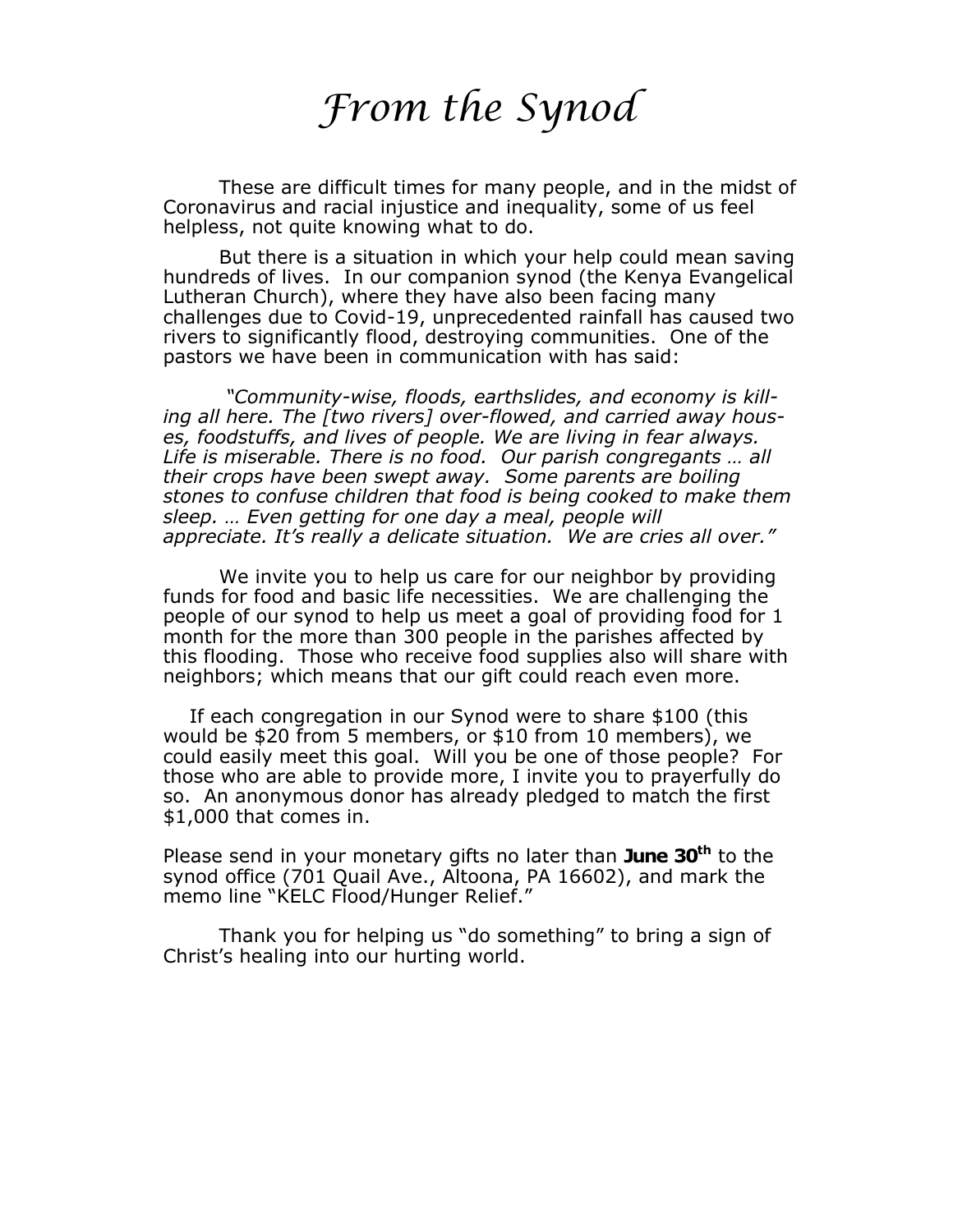# *From the Synod*

These are difficult times for many people, and in the midst of Coronavirus and racial injustice and inequality, some of us feel helpless, not quite knowing what to do.

But there is a situation in which your help could mean saving hundreds of lives. In our companion synod (the Kenya Evangelical Lutheran Church), where they have also been facing many challenges due to Covid-19, unprecedented rainfall has caused two rivers to significantly flood, destroying communities. One of the pastors we have been in communication with has said:

*"Community-wise, floods, earthslides, and economy is killing all here. The [two rivers] over-flowed, and carried away houses, foodstuffs, and lives of people. We are living in fear always. Life is miserable. There is no food. Our parish congregants … all their crops have been swept away. Some parents are boiling stones to confuse children that food is being cooked to make them sleep. … Even getting for one day a meal, people will appreciate. It's really a delicate situation. We are cries all over."*

We invite you to help us care for our neighbor by providing funds for food and basic life necessities. We are challenging the people of our synod to help us meet a goal of providing food for 1 month for the more than 300 people in the parishes affected by this flooding. Those who receive food supplies also will share with neighbors; which means that our gift could reach even more.

If each congregation in our Synod were to share $100 (this would be $20 from 5 members, or $10 from 10 members), we could easily meet this goal. Will you be one of those people? For those who are able to provide more, I invite you to prayerfully do so. An anonymous donor has already pledged to match the first $1,000 that comes in.

Please send in your monetary gifts no later than **June 30th** to the synod office (701 Quail Ave., Altoona, PA 16602), and mark the memo line "KELC Flood/Hunger Relief."

Thank you for helping us "do something" to bring a sign of Christ's healing into our hurting world.